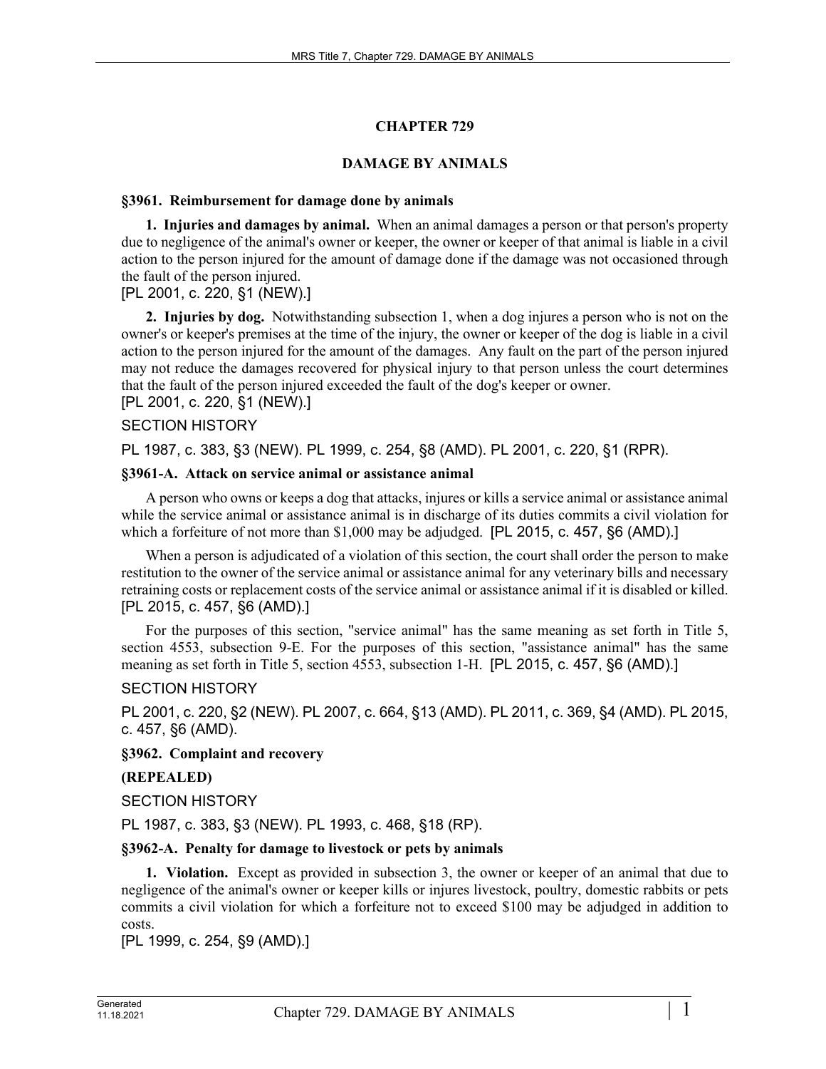# CHAPTER 729

## DAMAGE BY ANIMALS

### §3961. Reimbursement for damage done by animals

**1. Injuries and damages by animal.** When an animal damages a person or that person's property due to negligence of the animal's owner or keeper, the owner or keeper of that animal is liable in a civil action to the person injured for the amount of damage done if the damage was not occasioned through the fault of the person injured.

[PL 2001, c. 220, §1 (NEW).]

**2. Injuries by dog.** Notwithstanding subsection 1, when a dog injures a person who is not on the owner's or keeper's premises at the time of the injury, the owner or keeper of the dog is liable in a civil action to the person injured for the amount of the damages. Any fault on the part of the person injured may not reduce the damages recovered for physical injury to that person unless the court determines that the fault of the person injured exceeded the fault of the dog's keeper or owner.

[PL 2001, c. 220, §1 (NEW).]

SECTION HISTORY

PL 1987, c. 383, §3 (NEW). PL 1999, c. 254, §8 (AMD). PL 2001, c. 220, §1 (RPR).

### §3961-A. Attack on service animal or assistance animal

A person who owns or keeps a dog that attacks, injures or kills a service animal or assistance animal while the service animal or assistance animal is in discharge of its duties commits a civil violation for which a forfeiture of not more than $1,000 may be adjudged. [PL 2015, c. 457, §6 (AMD).]

When a person is adjudicated of a violation of this section, the court shall order the person to make restitution to the owner of the service animal or assistance animal for any veterinary bills and necessary retraining costs or replacement costs of the service animal or assistance animal if it is disabled or killed. [PL 2015, c. 457, §6 (AMD).]

For the purposes of this section, "service animal" has the same meaning as set forth in Title 5, section 4553, subsection 9-E. For the purposes of this section, "assistance animal" has the same meaning as set forth in Title 5, section 4553, subsection 1-H. [PL 2015, c. 457, §6 (AMD).]

SECTION HISTORY

PL 2001, c. 220, §2 (NEW). PL 2007, c. 664, §13 (AMD). PL 2011, c. 369, §4 (AMD). PL 2015, c. 457, §6 (AMD).

### §3962. Complaint and recovery

**(REPEALED)**

SECTION HISTORY

PL 1987, c. 383, §3 (NEW). PL 1993, c. 468, §18 (RP).

### §3962-A. Penalty for damage to livestock or pets by animals

**1. Violation.** Except as provided in subsection 3, the owner or keeper of an animal that due to negligence of the animal's owner or keeper kills or injures livestock, poultry, domestic rabbits or pets commits a civil violation for which a forfeiture not to exceed $100 may be adjudged in addition to costs.

[PL 1999, c. 254, §9 (AMD).]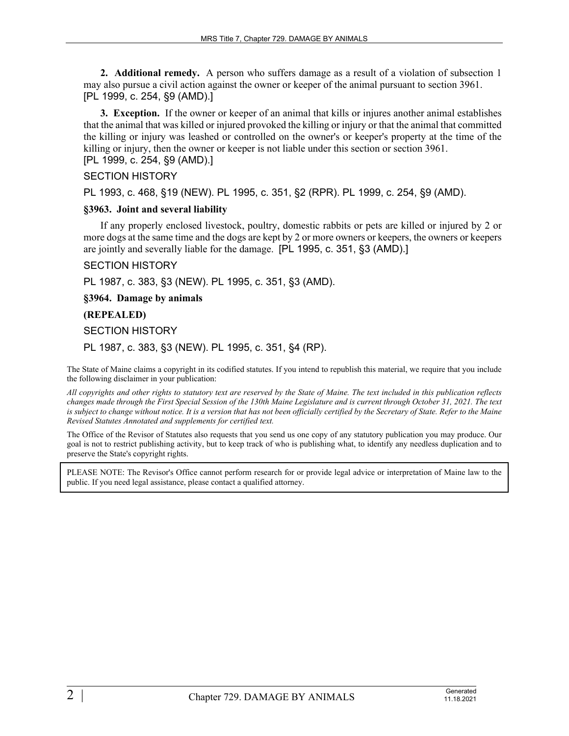**2. Additional remedy.** A person who suffers damage as a result of a violation of subsection 1 may also pursue a civil action against the owner or keeper of the animal pursuant to section 3961.
[PL 1999, c. 254, §9 (AMD).]

**3. Exception.** If the owner or keeper of an animal that kills or injures another animal establishes that the animal that was killed or injured provoked the killing or injury or that the animal that committed the killing or injury was leashed or controlled on the owner's or keeper's property at the time of the killing or injury, then the owner or keeper is not liable under this section or section 3961.
[PL 1999, c. 254, §9 (AMD).]

SECTION HISTORY

PL 1993, c. 468, §19 (NEW). PL 1995, c. 351, §2 (RPR). PL 1999, c. 254, §9 (AMD).

**§3963. Joint and several liability**

If any properly enclosed livestock, poultry, domestic rabbits or pets are killed or injured by 2 or more dogs at the same time and the dogs are kept by 2 or more owners or keepers, the owners or keepers are jointly and severally liable for the damage. [PL 1995, c. 351, §3 (AMD).]

SECTION HISTORY

PL 1987, c. 383, §3 (NEW). PL 1995, c. 351, §3 (AMD).

**§3964. Damage by animals**

**(REPEALED)**

SECTION HISTORY

PL 1987, c. 383, §3 (NEW). PL 1995, c. 351, §4 (RP).

The State of Maine claims a copyright in its codified statutes. If you intend to republish this material, we require that you include the following disclaimer in your publication:

*All copyrights and other rights to statutory text are reserved by the State of Maine. The text included in this publication reflects changes made through the First Special Session of the 130th Maine Legislature and is current through October 31, 2021. The text is subject to change without notice. It is a version that has not been officially certified by the Secretary of State. Refer to the Maine Revised Statutes Annotated and supplements for certified text.*

The Office of the Revisor of Statutes also requests that you send us one copy of any statutory publication you may produce. Our goal is not to restrict publishing activity, but to keep track of who is publishing what, to identify any needless duplication and to preserve the State's copyright rights.

PLEASE NOTE: The Revisor's Office cannot perform research for or provide legal advice or interpretation of Maine law to the public. If you need legal assistance, please contact a qualified attorney.